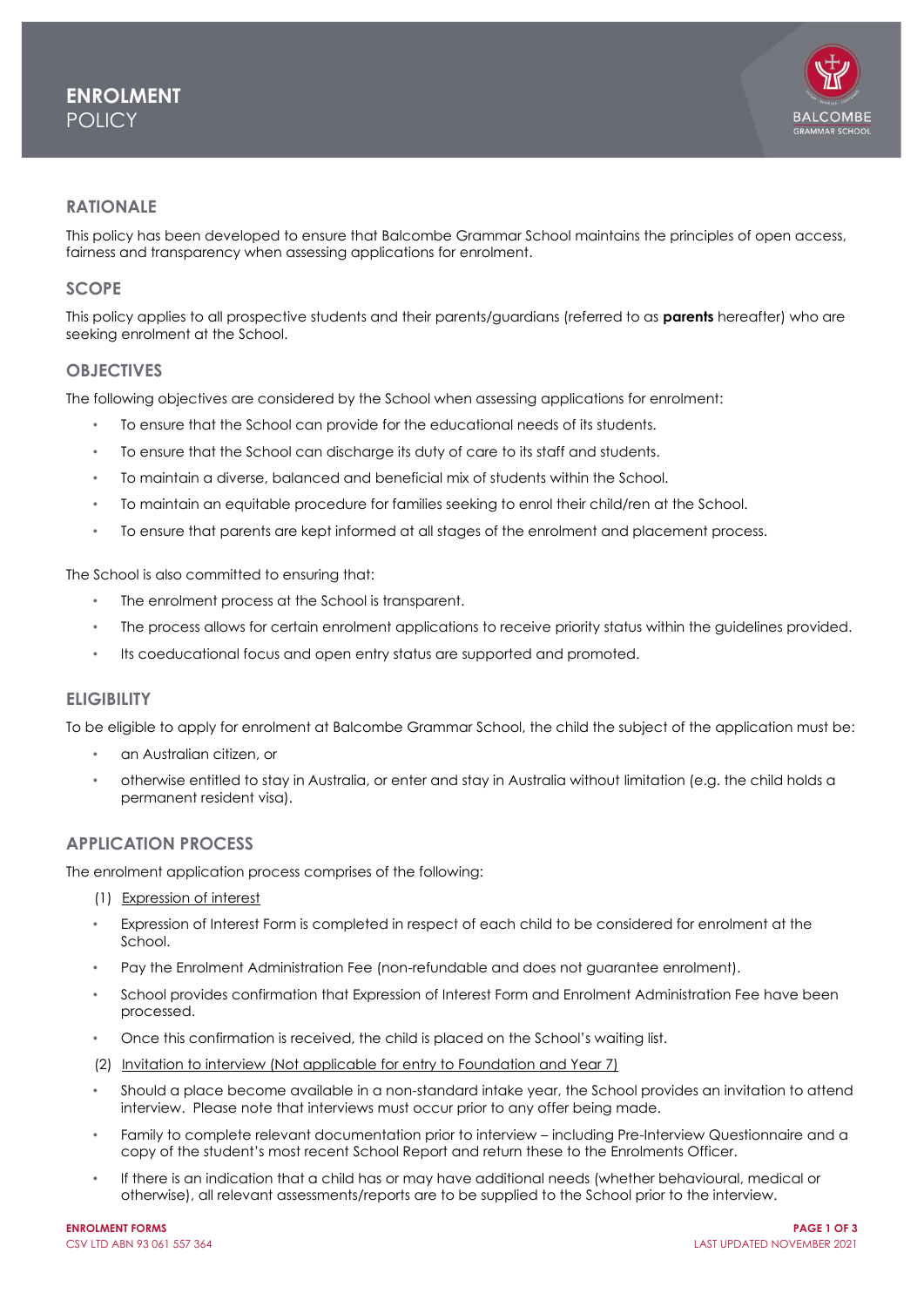# ENROLMENT POLICY

## RATIONALE

This policy has been developed to ensure that Balcombe Grammar School maintains the principles of open access, fairness and transparency when assessing applications for enrolment.

## SCOPE

This policy applies to all prospective students and their parents/guardians (referred to as **parents** hereafter) who are seeking enrolment at the School.

## OBJECTIVES

The following objectives are considered by the School when assessing applications for enrolment:

- To ensure that the School can provide for the educational needs of its students.
- To ensure that the School can discharge its duty of care to its staff and students.
- To maintain a diverse, balanced and beneficial mix of students within the School.
- To maintain an equitable procedure for families seeking to enrol their child/ren at the School.
- To ensure that parents are kept informed at all stages of the enrolment and placement process.

The School is also committed to ensuring that:

- The enrolment process at the School is transparent.
- The process allows for certain enrolment applications to receive priority status within the guidelines provided.
- Its coeducational focus and open entry status are supported and promoted.

## ELIGIBILITY

To be eligible to apply for enrolment at Balcombe Grammar School, the child the subject of the application must be:

- an Australian citizen, or
- otherwise entitled to stay in Australia, or enter and stay in Australia without limitation (e.g. the child holds a permanent resident visa).

## APPLICATION PROCESS

The enrolment application process comprises of the following:

(1) Expression of interest

- Expression of Interest Form is completed in respect of each child to be considered for enrolment at the School.
- Pay the Enrolment Administration Fee (non-refundable and does not guarantee enrolment).
- School provides confirmation that Expression of Interest Form and Enrolment Administration Fee have been processed.
- Once this confirmation is received, the child is placed on the School's waiting list.

(2) Invitation to interview (Not applicable for entry to Foundation and Year 7)

- Should a place become available in a non-standard intake year, the School provides an invitation to attend interview. Please note that interviews must occur prior to any offer being made.
- Family to complete relevant documentation prior to interview – including Pre-Interview Questionnaire and a copy of the student's most recent School Report and return these to the Enrolments Officer.
- If there is an indication that a child has or may have additional needs (whether behavioural, medical or otherwise), all relevant assessments/reports are to be supplied to the School prior to the interview.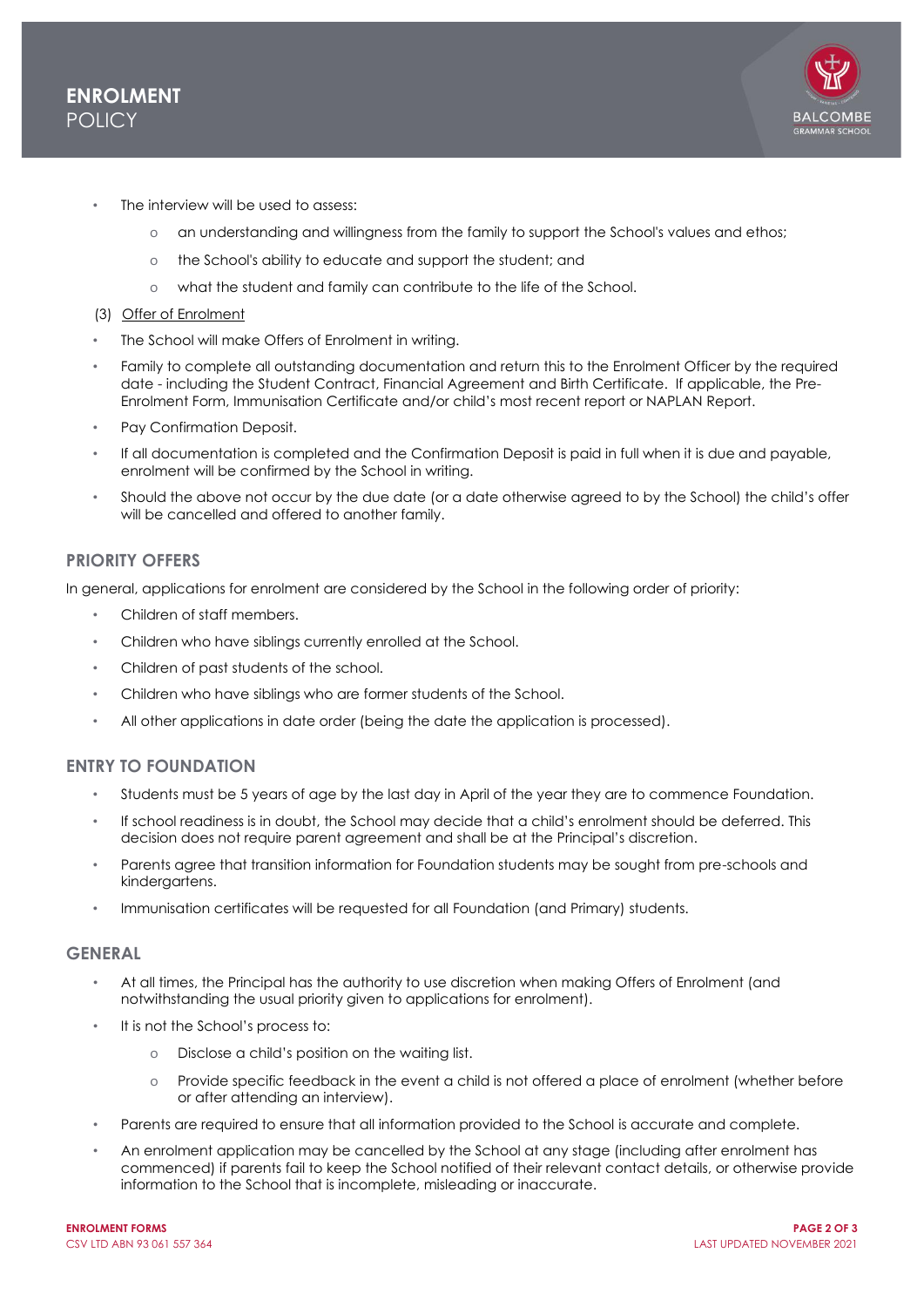- The interview will be used to assess:
    - an understanding and willingness from the family to support the School's values and ethos;
    - the School's ability to educate and support the student; and
    - what the student and family can contribute to the life of the School.

(3) Offer of Enrolment

- The School will make Offers of Enrolment in writing.
- Family to complete all outstanding documentation and return this to the Enrolment Officer by the required date - including the Student Contract, Financial Agreement and Birth Certificate. If applicable, the Pre-Enrolment Form, Immunisation Certificate and/or child's most recent report or NAPLAN Report.
- Pay Confirmation Deposit.
- If all documentation is completed and the Confirmation Deposit is paid in full when it is due and payable, enrolment will be confirmed by the School in writing.
- Should the above not occur by the due date (or a date otherwise agreed to by the School) the child's offer will be cancelled and offered to another family.

## PRIORITY OFFERS

In general, applications for enrolment are considered by the School in the following order of priority:

- Children of staff members.
- Children who have siblings currently enrolled at the School.
- Children of past students of the school.
- Children who have siblings who are former students of the School.
- All other applications in date order (being the date the application is processed).

## ENTRY TO FOUNDATION

- Students must be 5 years of age by the last day in April of the year they are to commence Foundation.
- If school readiness is in doubt, the School may decide that a child's enrolment should be deferred. This decision does not require parent agreement and shall be at the Principal's discretion.
- Parents agree that transition information for Foundation students may be sought from pre-schools and kindergartens.
- Immunisation certificates will be requested for all Foundation (and Primary) students.

## GENERAL

- At all times, the Principal has the authority to use discretion when making Offers of Enrolment (and notwithstanding the usual priority given to applications for enrolment).
- It is not the School's process to:
    - Disclose a child's position on the waiting list.
    - Provide specific feedback in the event a child is not offered a place of enrolment (whether before or after attending an interview).
- Parents are required to ensure that all information provided to the School is accurate and complete.
- An enrolment application may be cancelled by the School at any stage (including after enrolment has commenced) if parents fail to keep the School notified of their relevant contact details, or otherwise provide information to the School that is incomplete, misleading or inaccurate.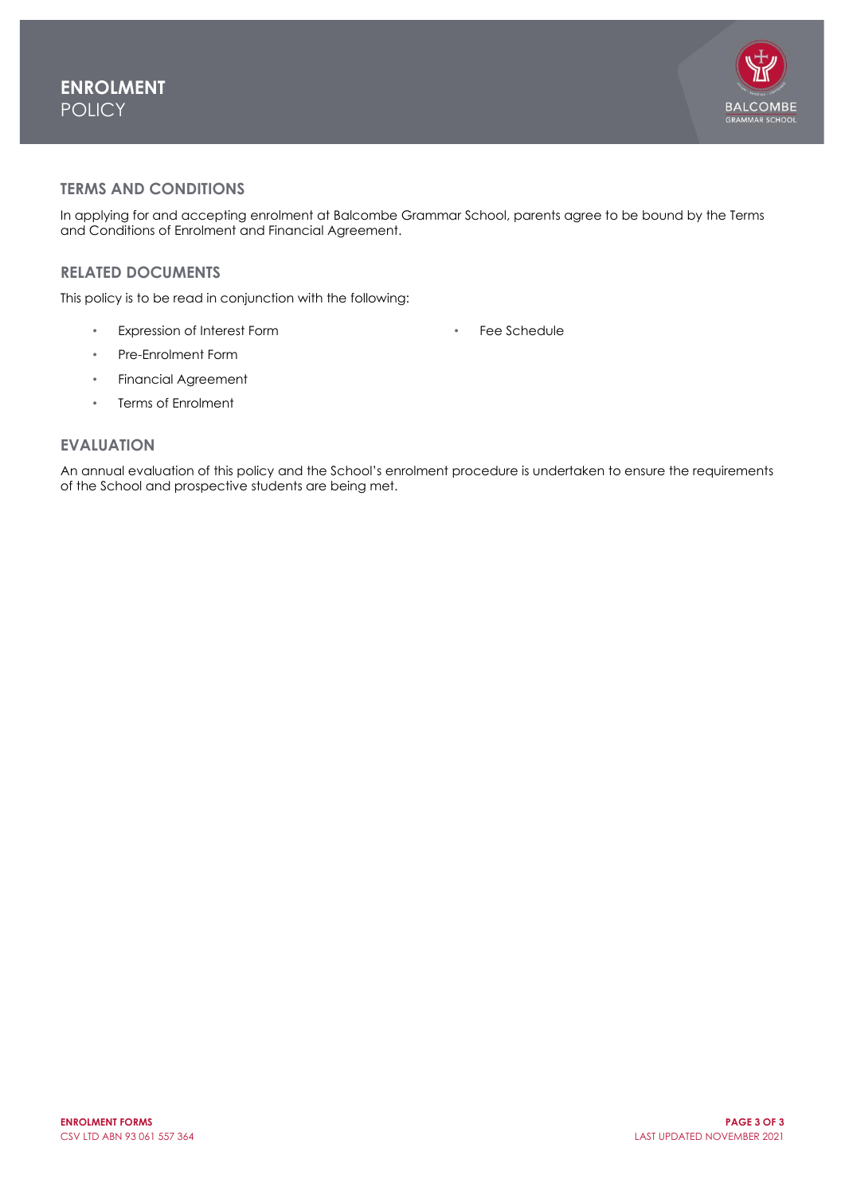# ENROLMENT POLICY

## TERMS AND CONDITIONS

In applying for and accepting enrolment at Balcombe Grammar School, parents agree to be bound by the Terms and Conditions of Enrolment and Financial Agreement.

## RELATED DOCUMENTS

This policy is to be read in conjunction with the following:

- Expression of Interest Form
- Pre-Enrolment Form
- Financial Agreement
- Terms of Enrolment
- Fee Schedule

## EVALUATION

An annual evaluation of this policy and the School's enrolment procedure is undertaken to ensure the requirements of the School and prospective students are being met.